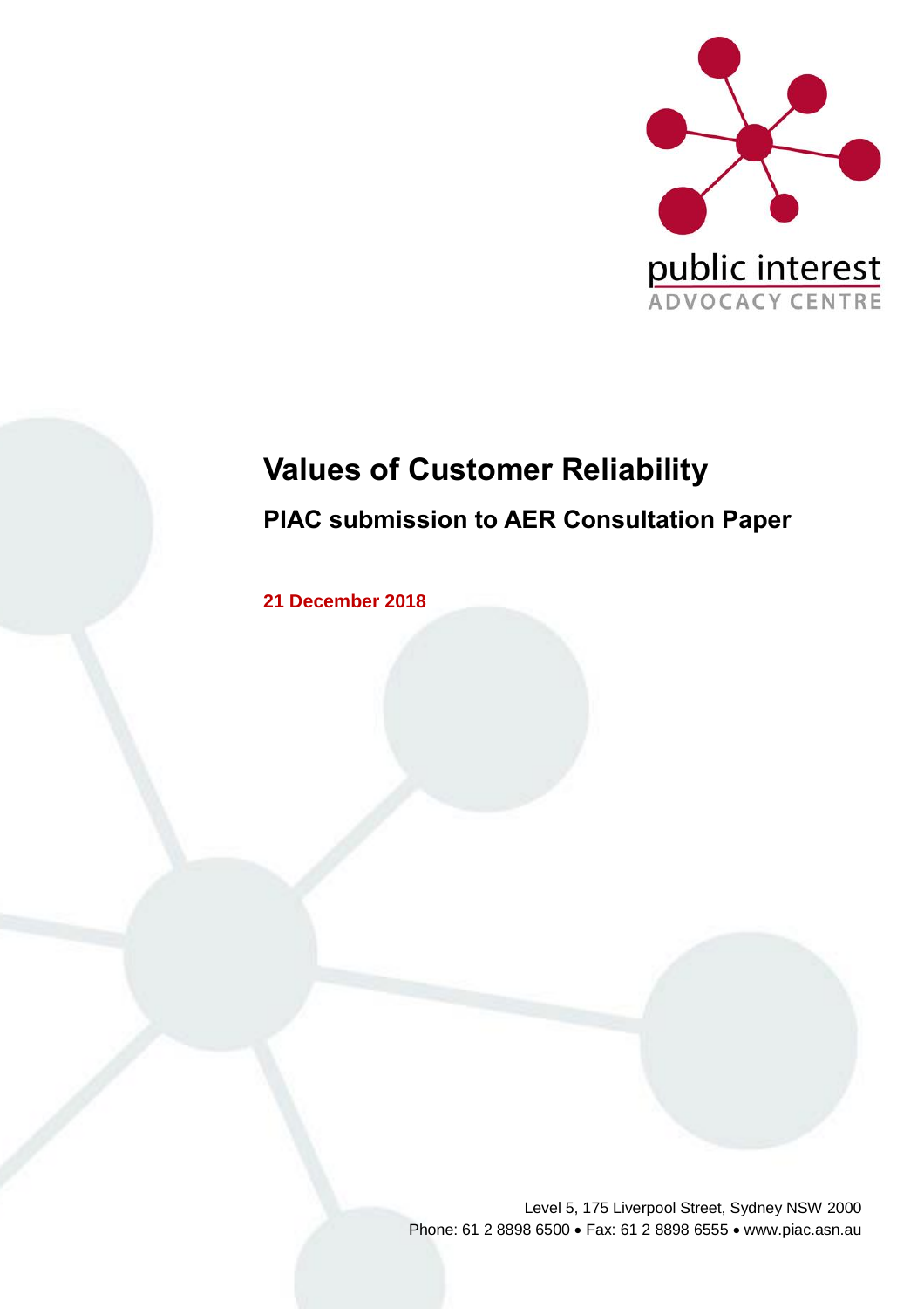public interest ADVOCACY CENTRE

# Values of Customer Reliability

## PIAC submission to AER Consultation Paper

**21 December 2018**

Level 5, 175 Liverpool Street, Sydney NSW 2000
Phone: 61 2 8898 6500 • Fax: 61 2 8898 6555 • www.piac.asn.au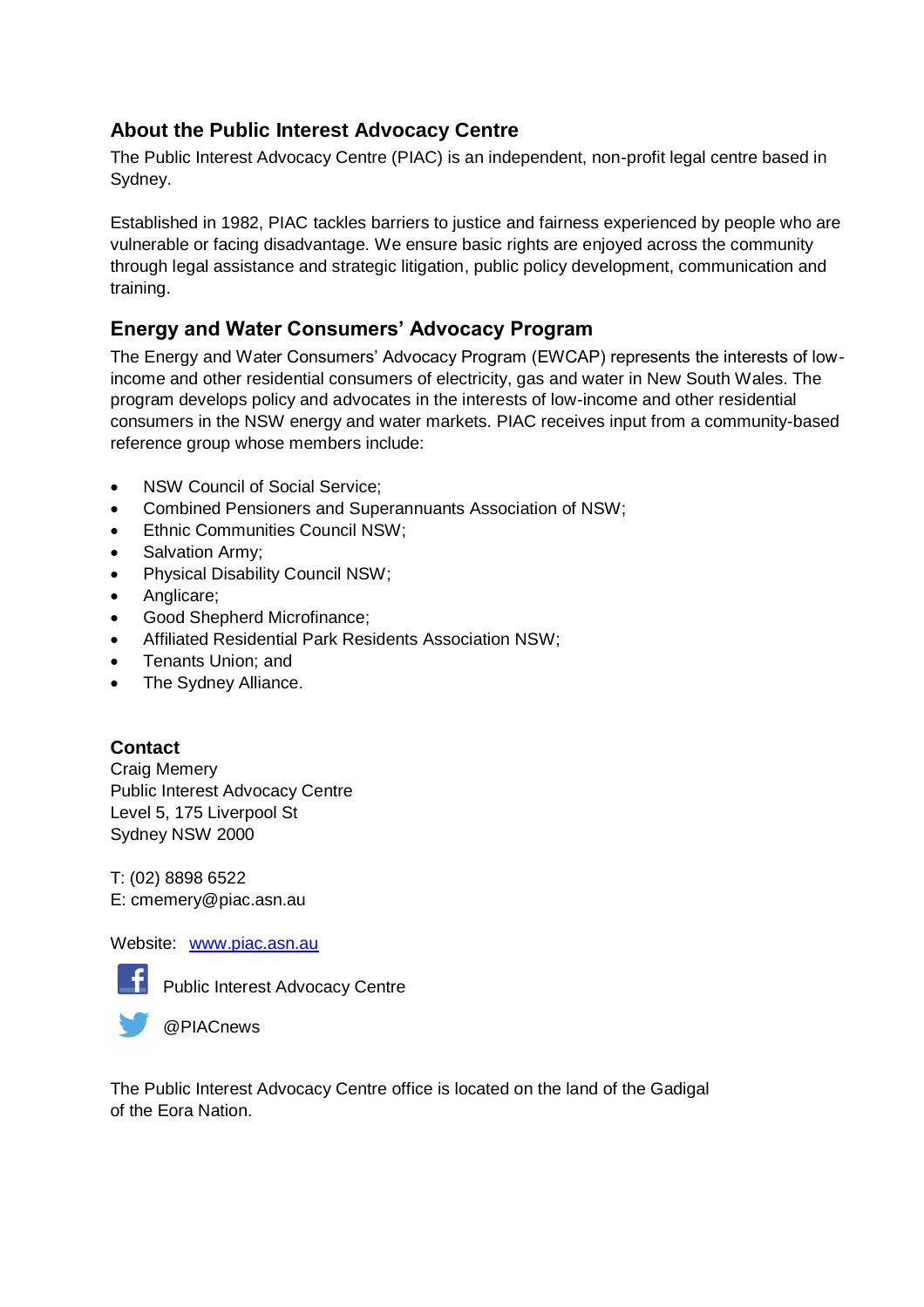## About the Public Interest Advocacy Centre

The Public Interest Advocacy Centre (PIAC) is an independent, non-profit legal centre based in Sydney.

Established in 1982, PIAC tackles barriers to justice and fairness experienced by people who are vulnerable or facing disadvantage. We ensure basic rights are enjoyed across the community through legal assistance and strategic litigation, public policy development, communication and training.

## Energy and Water Consumers' Advocacy Program

The Energy and Water Consumers' Advocacy Program (EWCAP) represents the interests of low-income and other residential consumers of electricity, gas and water in New South Wales. The program develops policy and advocates in the interests of low-income and other residential consumers in the NSW energy and water markets. PIAC receives input from a community-based reference group whose members include:

- NSW Council of Social Service;
- Combined Pensioners and Superannuants Association of NSW;
- Ethnic Communities Council NSW;
- Salvation Army;
- Physical Disability Council NSW;
- Anglicare;
- Good Shepherd Microfinance;
- Affiliated Residential Park Residents Association NSW;
- Tenants Union; and
- The Sydney Alliance.

**Contact**
Craig Memery
Public Interest Advocacy Centre
Level 5, 175 Liverpool St
Sydney NSW 2000

T: (02) 8898 6522
E: cmemery@piac.asn.au

Website: [www.piac.asn.au](http://www.piac.asn.au)

Public Interest Advocacy Centre

@PIACnews

The Public Interest Advocacy Centre office is located on the land of the Gadigal of the Eora Nation.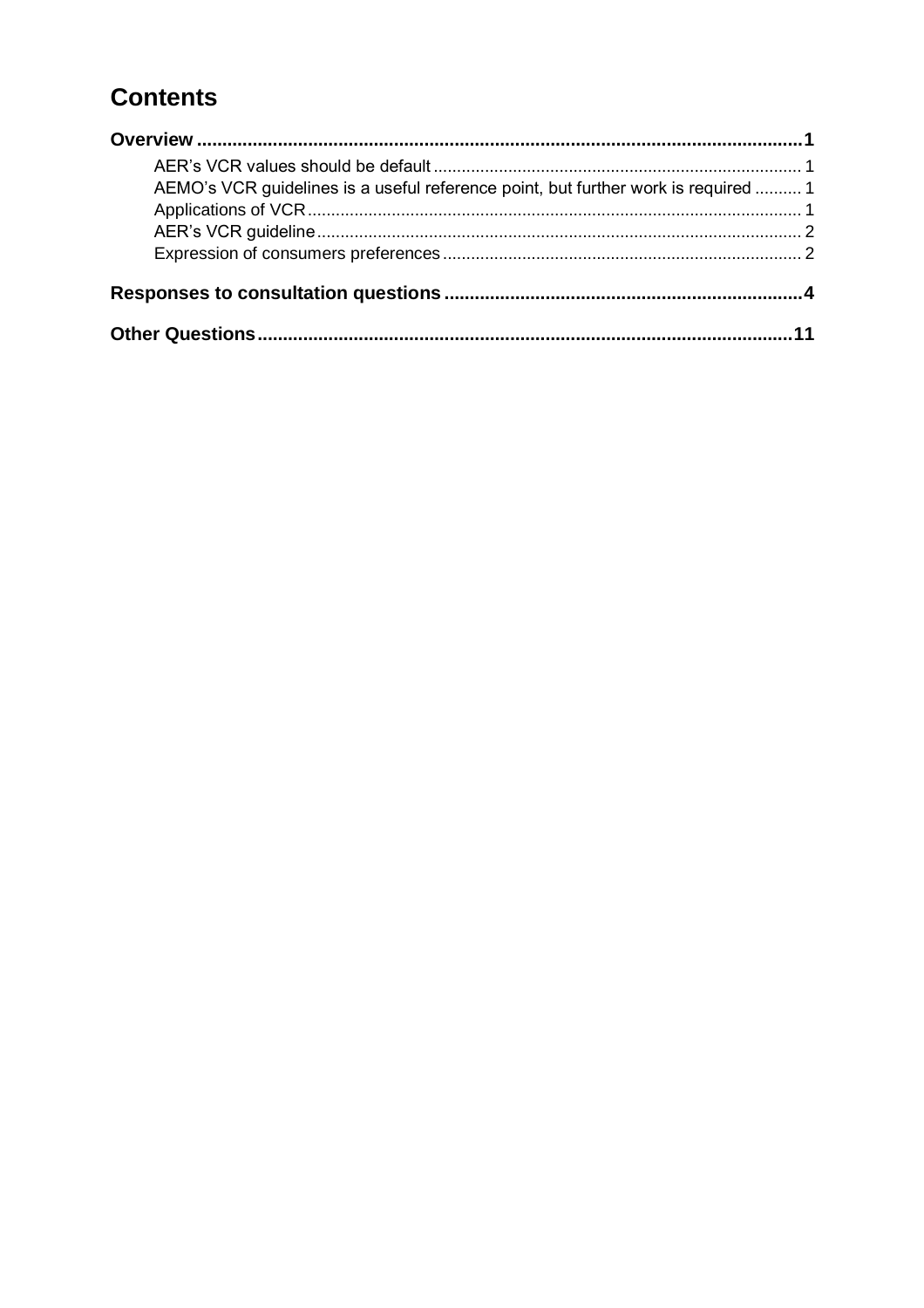# Contents

**Overview** ........................................................................................................................ **1**

- AER's VCR values should be default ............................................................................ 1
- AEMO's VCR guidelines is a useful reference point, but further work is required .......... 1
- Applications of VCR ........................................................................................................ 1
- AER's VCR guideline ...................................................................................................... 2
- Expression of consumers preferences ............................................................................ 2

**Responses to consultation questions** ...................................................................... **4**

**Other Questions** ......................................................................................................... **11**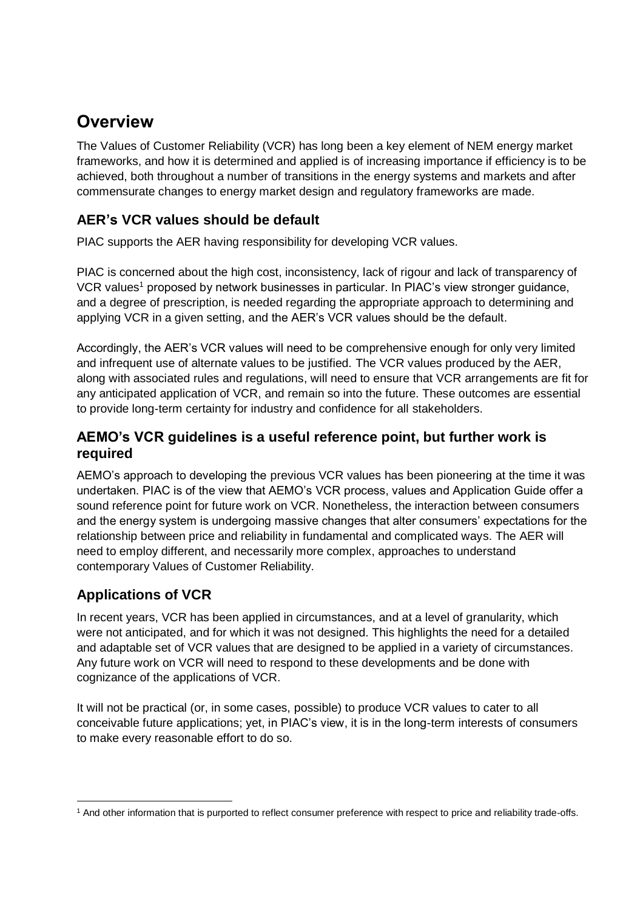# Overview

The Values of Customer Reliability (VCR) has long been a key element of NEM energy market frameworks, and how it is determined and applied is of increasing importance if efficiency is to be achieved, both throughout a number of transitions in the energy systems and markets and after commensurate changes to energy market design and regulatory frameworks are made.

## AER's VCR values should be default

PIAC supports the AER having responsibility for developing VCR values.

PIAC is concerned about the high cost, inconsistency, lack of rigour and lack of transparency of VCR values[1] proposed by network businesses in particular. In PIAC's view stronger guidance, and a degree of prescription, is needed regarding the appropriate approach to determining and applying VCR in a given setting, and the AER's VCR values should be the default.

Accordingly, the AER's VCR values will need to be comprehensive enough for only very limited and infrequent use of alternate values to be justified. The VCR values produced by the AER, along with associated rules and regulations, will need to ensure that VCR arrangements are fit for any anticipated application of VCR, and remain so into the future. These outcomes are essential to provide long-term certainty for industry and confidence for all stakeholders.

## AEMO's VCR guidelines is a useful reference point, but further work is required

AEMO's approach to developing the previous VCR values has been pioneering at the time it was undertaken. PIAC is of the view that AEMO's VCR process, values and Application Guide offer a sound reference point for future work on VCR. Nonetheless, the interaction between consumers and the energy system is undergoing massive changes that alter consumers' expectations for the relationship between price and reliability in fundamental and complicated ways. The AER will need to employ different, and necessarily more complex, approaches to understand contemporary Values of Customer Reliability.

## Applications of VCR

In recent years, VCR has been applied in circumstances, and at a level of granularity, which were not anticipated, and for which it was not designed. This highlights the need for a detailed and adaptable set of VCR values that are designed to be applied in a variety of circumstances. Any future work on VCR will need to respond to these developments and be done with cognizance of the applications of VCR.

It will not be practical (or, in some cases, possible) to produce VCR values to cater to all conceivable future applications; yet, in PIAC's view, it is in the long-term interests of consumers to make every reasonable effort to do so.

[1] And other information that is purported to reflect consumer preference with respect to price and reliability trade-offs.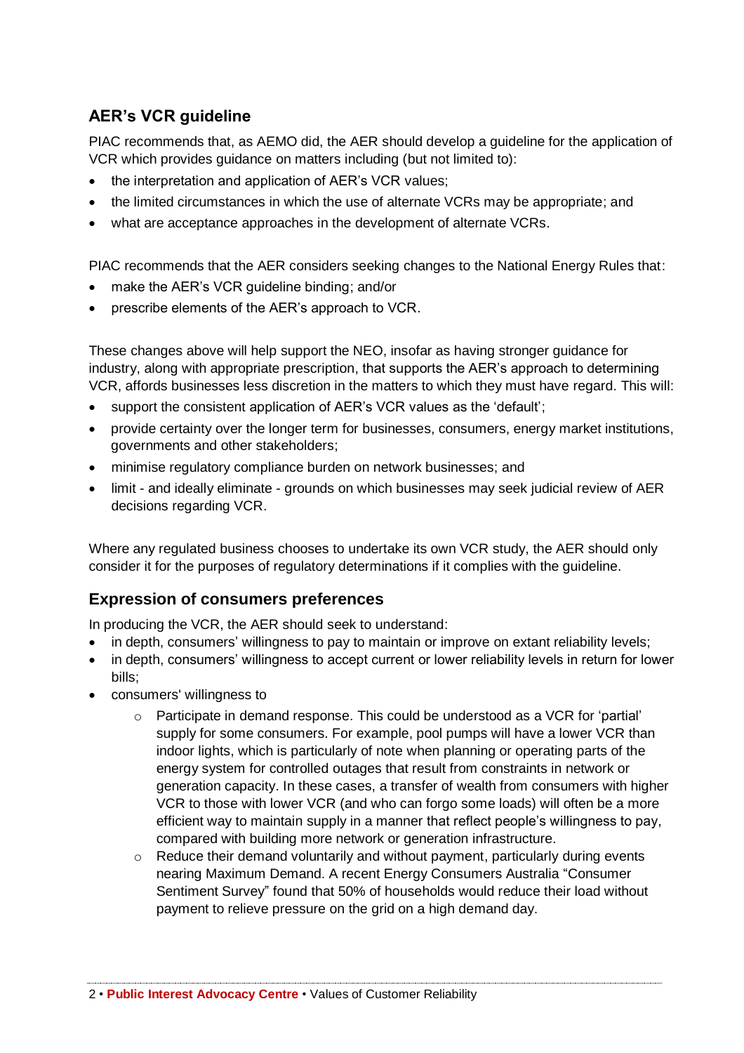## AER's VCR guideline

PIAC recommends that, as AEMO did, the AER should develop a guideline for the application of VCR which provides guidance on matters including (but not limited to):

- the interpretation and application of AER's VCR values;
- the limited circumstances in which the use of alternate VCRs may be appropriate; and
- what are acceptance approaches in the development of alternate VCRs.

PIAC recommends that the AER considers seeking changes to the National Energy Rules that:

- make the AER's VCR guideline binding; and/or
- prescribe elements of the AER's approach to VCR.

These changes above will help support the NEO, insofar as having stronger guidance for industry, along with appropriate prescription, that supports the AER's approach to determining VCR, affords businesses less discretion in the matters to which they must have regard. This will:

- support the consistent application of AER's VCR values as the 'default';
- provide certainty over the longer term for businesses, consumers, energy market institutions, governments and other stakeholders;
- minimise regulatory compliance burden on network businesses; and
- limit - and ideally eliminate - grounds on which businesses may seek judicial review of AER decisions regarding VCR.

Where any regulated business chooses to undertake its own VCR study, the AER should only consider it for the purposes of regulatory determinations if it complies with the guideline.

## Expression of consumers preferences

In producing the VCR, the AER should seek to understand:

- in depth, consumers' willingness to pay to maintain or improve on extant reliability levels;
- in depth, consumers' willingness to accept current or lower reliability levels in return for lower bills;
- consumers' willingness to
  - Participate in demand response. This could be understood as a VCR for 'partial' supply for some consumers. For example, pool pumps will have a lower VCR than indoor lights, which is particularly of note when planning or operating parts of the energy system for controlled outages that result from constraints in network or generation capacity. In these cases, a transfer of wealth from consumers with higher VCR to those with lower VCR (and who can forgo some loads) will often be a more efficient way to maintain supply in a manner that reflect people's willingness to pay, compared with building more network or generation infrastructure.
  - Reduce their demand voluntarily and without payment, particularly during events nearing Maximum Demand. A recent Energy Consumers Australia "Consumer Sentiment Survey" found that 50% of households would reduce their load without payment to relieve pressure on the grid on a high demand day.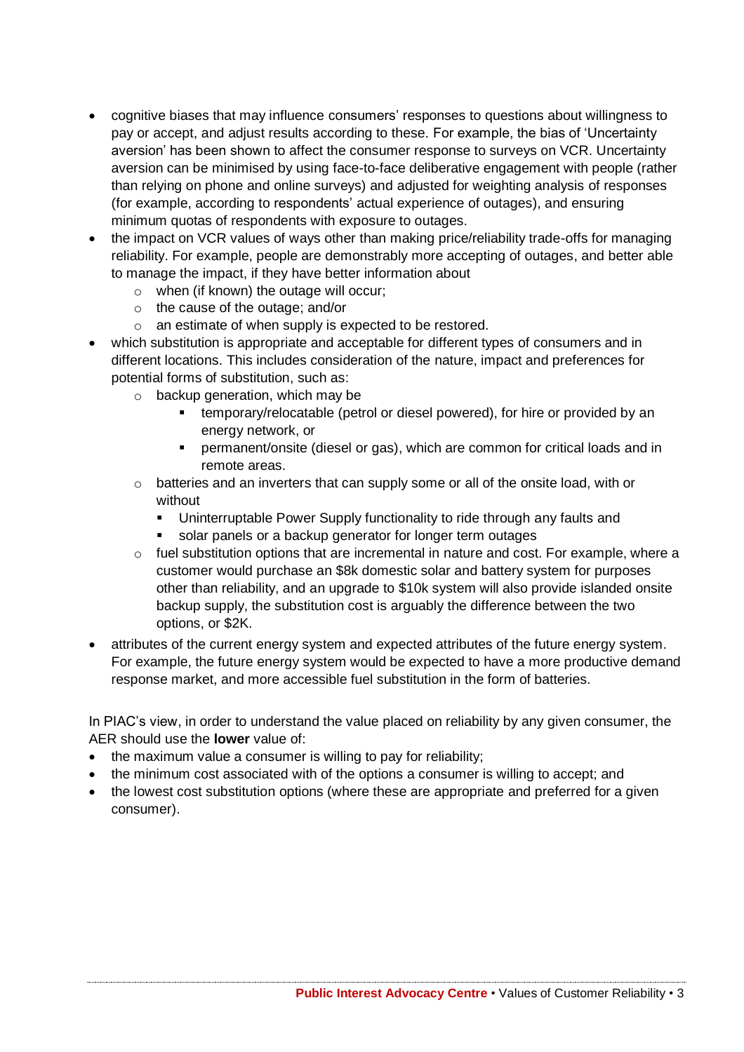- cognitive biases that may influence consumers' responses to questions about willingness to pay or accept, and adjust results according to these. For example, the bias of 'Uncertainty aversion' has been shown to affect the consumer response to surveys on VCR. Uncertainty aversion can be minimised by using face-to-face deliberative engagement with people (rather than relying on phone and online surveys) and adjusted for weighting analysis of responses (for example, according to respondents' actual experience of outages), and ensuring minimum quotas of respondents with exposure to outages.
- the impact on VCR values of ways other than making price/reliability trade-offs for managing reliability. For example, people are demonstrably more accepting of outages, and better able to manage the impact, if they have better information about
  - when (if known) the outage will occur;
  - the cause of the outage; and/or
  - an estimate of when supply is expected to be restored.
- which substitution is appropriate and acceptable for different types of consumers and in different locations. This includes consideration of the nature, impact and preferences for potential forms of substitution, such as:
  - backup generation, which may be
    - temporary/relocatable (petrol or diesel powered), for hire or provided by an energy network, or
    - permanent/onsite (diesel or gas), which are common for critical loads and in remote areas.
  - batteries and an inverters that can supply some or all of the onsite load, with or without
    - Uninterruptable Power Supply functionality to ride through any faults and
    - solar panels or a backup generator for longer term outages
  - fuel substitution options that are incremental in nature and cost. For example, where a customer would purchase an $8k domestic solar and battery system for purposes other than reliability, and an upgrade to $10k system will also provide islanded onsite backup supply, the substitution cost is arguably the difference between the two options, or $2K.
- attributes of the current energy system and expected attributes of the future energy system. For example, the future energy system would be expected to have a more productive demand response market, and more accessible fuel substitution in the form of batteries.

In PIAC's view, in order to understand the value placed on reliability by any given consumer, the AER should use the **lower** value of:

- the maximum value a consumer is willing to pay for reliability;
- the minimum cost associated with of the options a consumer is willing to accept; and
- the lowest cost substitution options (where these are appropriate and preferred for a given consumer).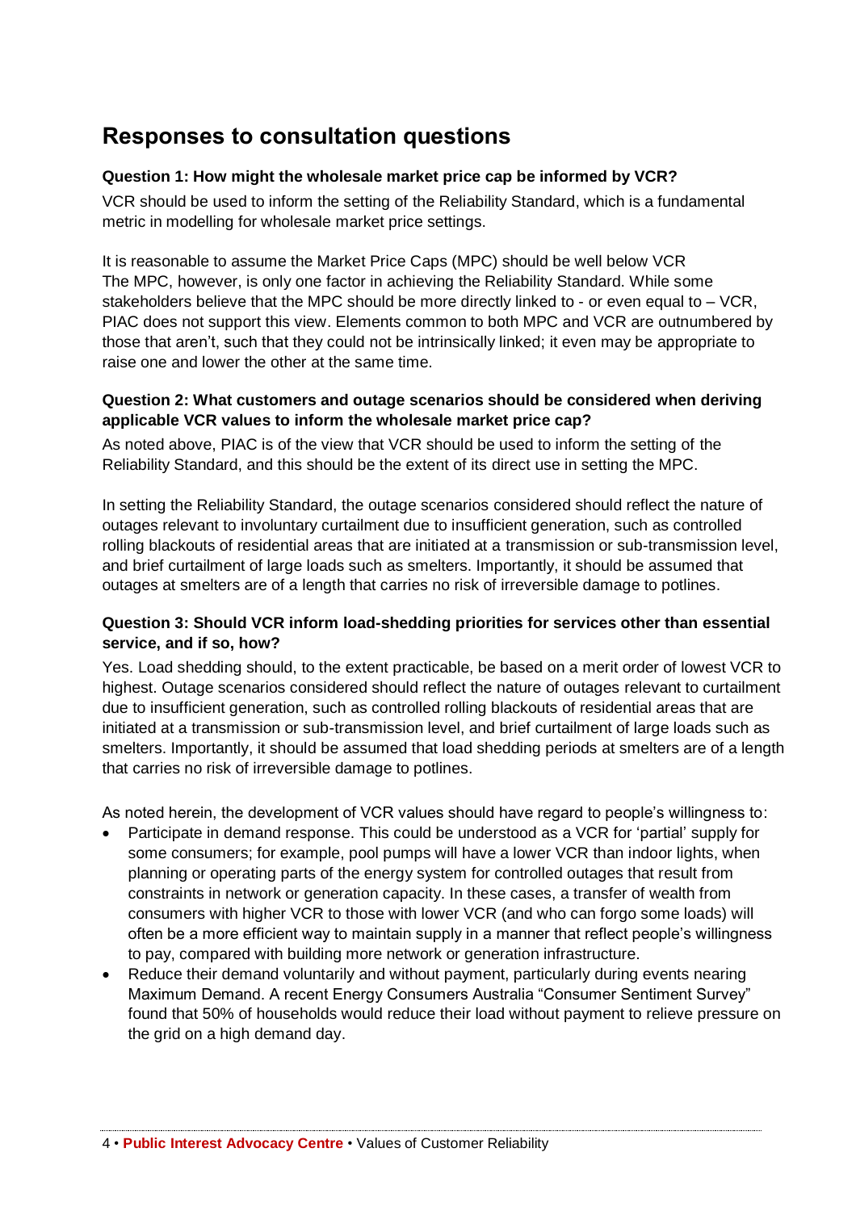## Responses to consultation questions

**Question 1: How might the wholesale market price cap be informed by VCR?**

VCR should be used to inform the setting of the Reliability Standard, which is a fundamental metric in modelling for wholesale market price settings.

It is reasonable to assume the Market Price Caps (MPC) should be well below VCR The MPC, however, is only one factor in achieving the Reliability Standard. While some stakeholders believe that the MPC should be more directly linked to - or even equal to – VCR, PIAC does not support this view. Elements common to both MPC and VCR are outnumbered by those that aren't, such that they could not be intrinsically linked; it even may be appropriate to raise one and lower the other at the same time.

**Question 2: What customers and outage scenarios should be considered when deriving applicable VCR values to inform the wholesale market price cap?**

As noted above, PIAC is of the view that VCR should be used to inform the setting of the Reliability Standard, and this should be the extent of its direct use in setting the MPC.

In setting the Reliability Standard, the outage scenarios considered should reflect the nature of outages relevant to involuntary curtailment due to insufficient generation, such as controlled rolling blackouts of residential areas that are initiated at a transmission or sub-transmission level, and brief curtailment of large loads such as smelters. Importantly, it should be assumed that outages at smelters are of a length that carries no risk of irreversible damage to potlines.

**Question 3: Should VCR inform load-shedding priorities for services other than essential service, and if so, how?**

Yes. Load shedding should, to the extent practicable, be based on a merit order of lowest VCR to highest. Outage scenarios considered should reflect the nature of outages relevant to curtailment due to insufficient generation, such as controlled rolling blackouts of residential areas that are initiated at a transmission or sub-transmission level, and brief curtailment of large loads such as smelters. Importantly, it should be assumed that load shedding periods at smelters are of a length that carries no risk of irreversible damage to potlines.

As noted herein, the development of VCR values should have regard to people's willingness to:

- Participate in demand response. This could be understood as a VCR for 'partial' supply for some consumers; for example, pool pumps will have a lower VCR than indoor lights, when planning or operating parts of the energy system for controlled outages that result from constraints in network or generation capacity. In these cases, a transfer of wealth from consumers with higher VCR to those with lower VCR (and who can forgo some loads) will often be a more efficient way to maintain supply in a manner that reflect people's willingness to pay, compared with building more network or generation infrastructure.
- Reduce their demand voluntarily and without payment, particularly during events nearing Maximum Demand. A recent Energy Consumers Australia "Consumer Sentiment Survey" found that 50% of households would reduce their load without payment to relieve pressure on the grid on a high demand day.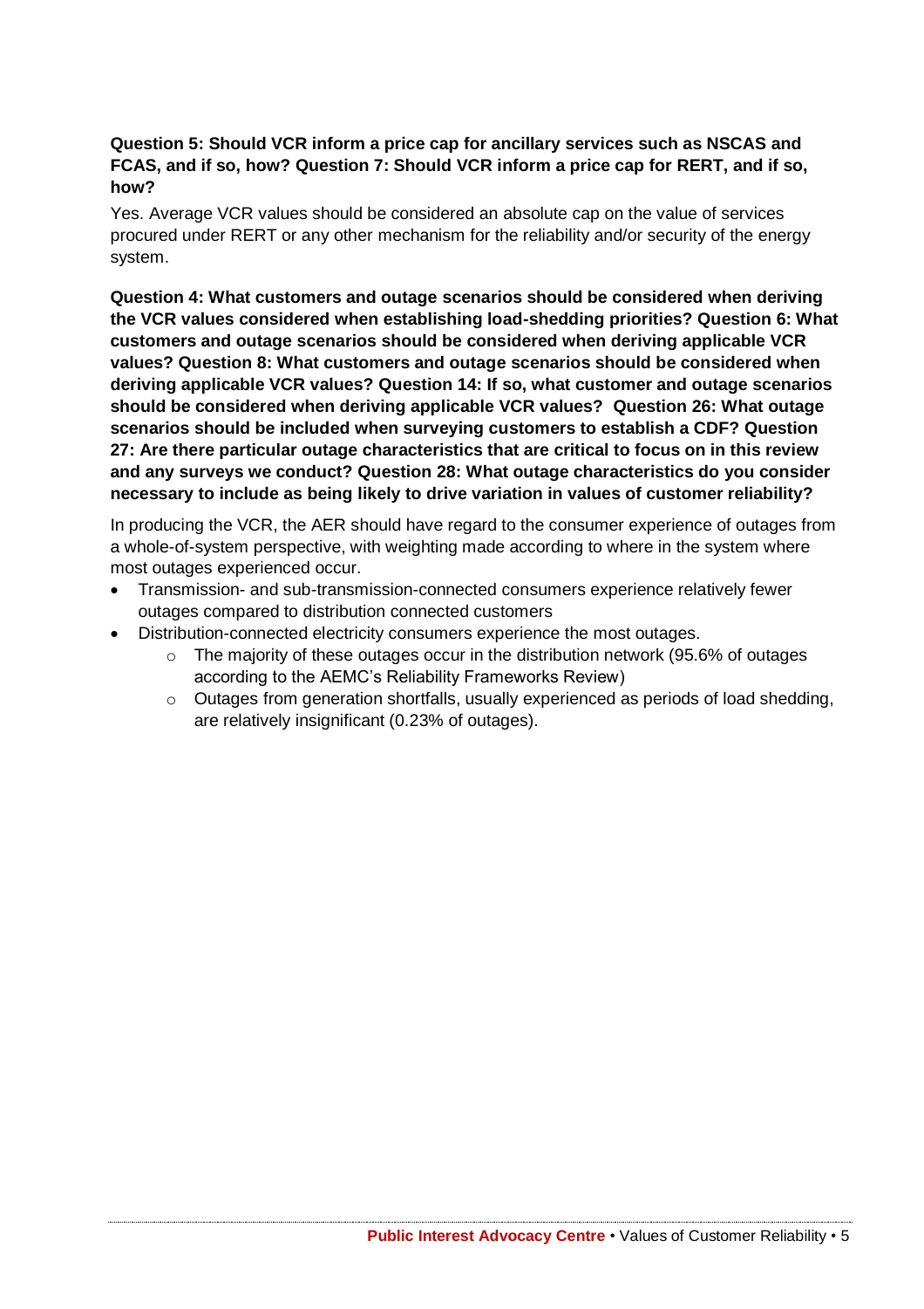**Question 5: Should VCR inform a price cap for ancillary services such as NSCAS and FCAS, and if so, how? Question 7: Should VCR inform a price cap for RERT, and if so, how?**

Yes. Average VCR values should be considered an absolute cap on the value of services procured under RERT or any other mechanism for the reliability and/or security of the energy system.

**Question 4: What customers and outage scenarios should be considered when deriving the VCR values considered when establishing load-shedding priorities? Question 6: What customers and outage scenarios should be considered when deriving applicable VCR values? Question 8: What customers and outage scenarios should be considered when deriving applicable VCR values? Question 14: If so, what customer and outage scenarios should be considered when deriving applicable VCR values? Question 26: What outage scenarios should be included when surveying customers to establish a CDF? Question 27: Are there particular outage characteristics that are critical to focus on in this review and any surveys we conduct? Question 28: What outage characteristics do you consider necessary to include as being likely to drive variation in values of customer reliability?**

In producing the VCR, the AER should have regard to the consumer experience of outages from a whole-of-system perspective, with weighting made according to where in the system where most outages experienced occur.

- Transmission- and sub-transmission-connected consumers experience relatively fewer outages compared to distribution connected customers
- Distribution-connected electricity consumers experience the most outages.
  - The majority of these outages occur in the distribution network (95.6% of outages according to the AEMC's Reliability Frameworks Review)
  - Outages from generation shortfalls, usually experienced as periods of load shedding, are relatively insignificant (0.23% of outages).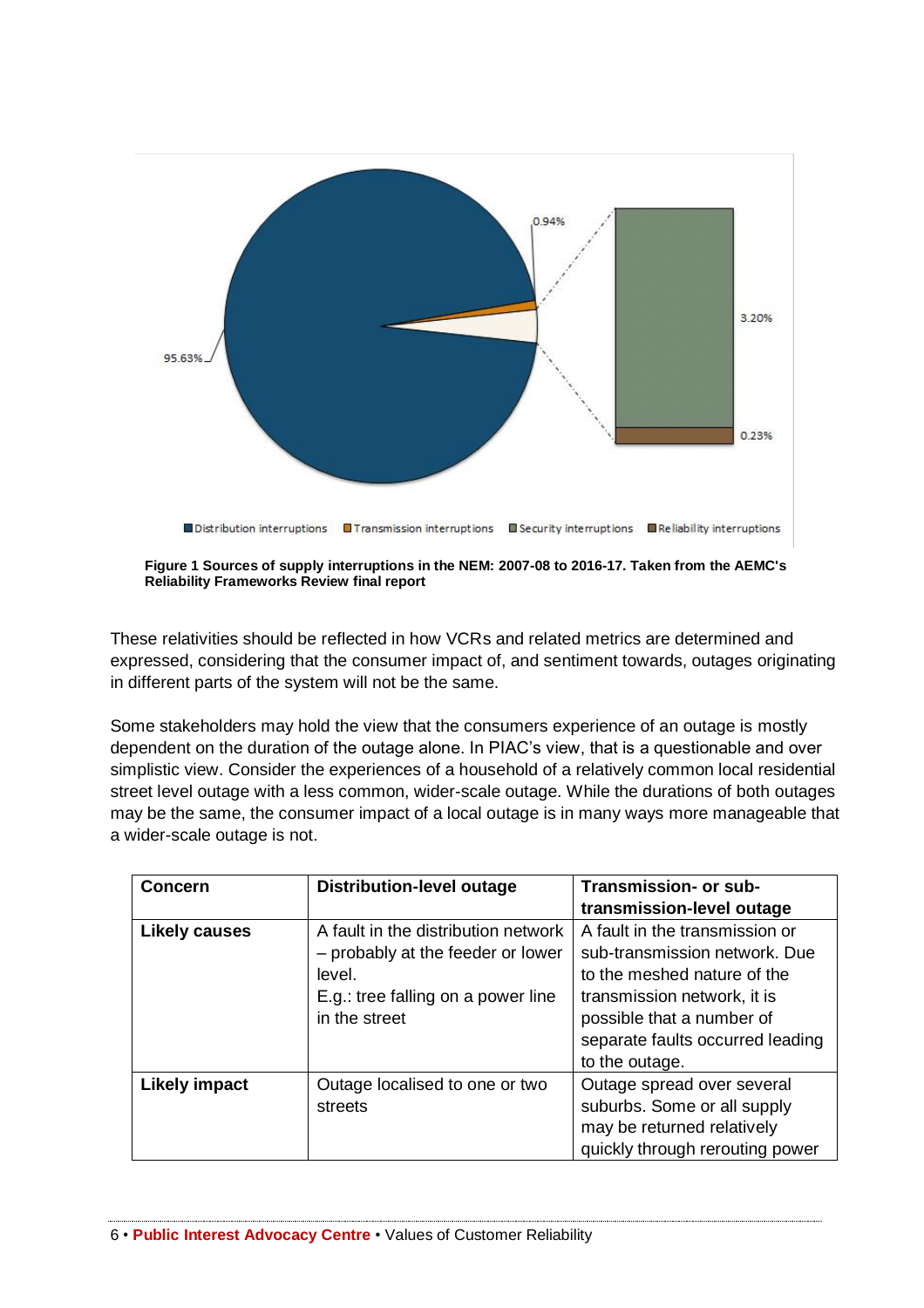**Figure 1 Sources of supply interruptions in the NEM: 2007-08 to 2016-17. Taken from the AEMC's Reliability Frameworks Review final report**

These relativities should be reflected in how VCRs and related metrics are determined and expressed, considering that the consumer impact of, and sentiment towards, outages originating in different parts of the system will not be the same.

Some stakeholders may hold the view that the consumers experience of an outage is mostly dependent on the duration of the outage alone. In PIAC's view, that is a questionable and over simplistic view. Consider the experiences of a household of a relatively common local residential street level outage with a less common, wider-scale outage. While the durations of both outages may be the same, the consumer impact of a local outage is in many ways more manageable that a wider-scale outage is not.

| Concern | Distribution-level outage | Transmission- or sub-transmission-level outage |
|---|---|---|
| **Likely causes** | A fault in the distribution network – probably at the feeder or lower level.<br>E.g.: tree falling on a power line in the street | A fault in the transmission or sub-transmission network. Due to the meshed nature of the transmission network, it is possible that a number of separate faults occurred leading to the outage. |
| **Likely impact** | Outage localised to one or two streets | Outage spread over several suburbs. Some or all supply may be returned relatively quickly through rerouting power |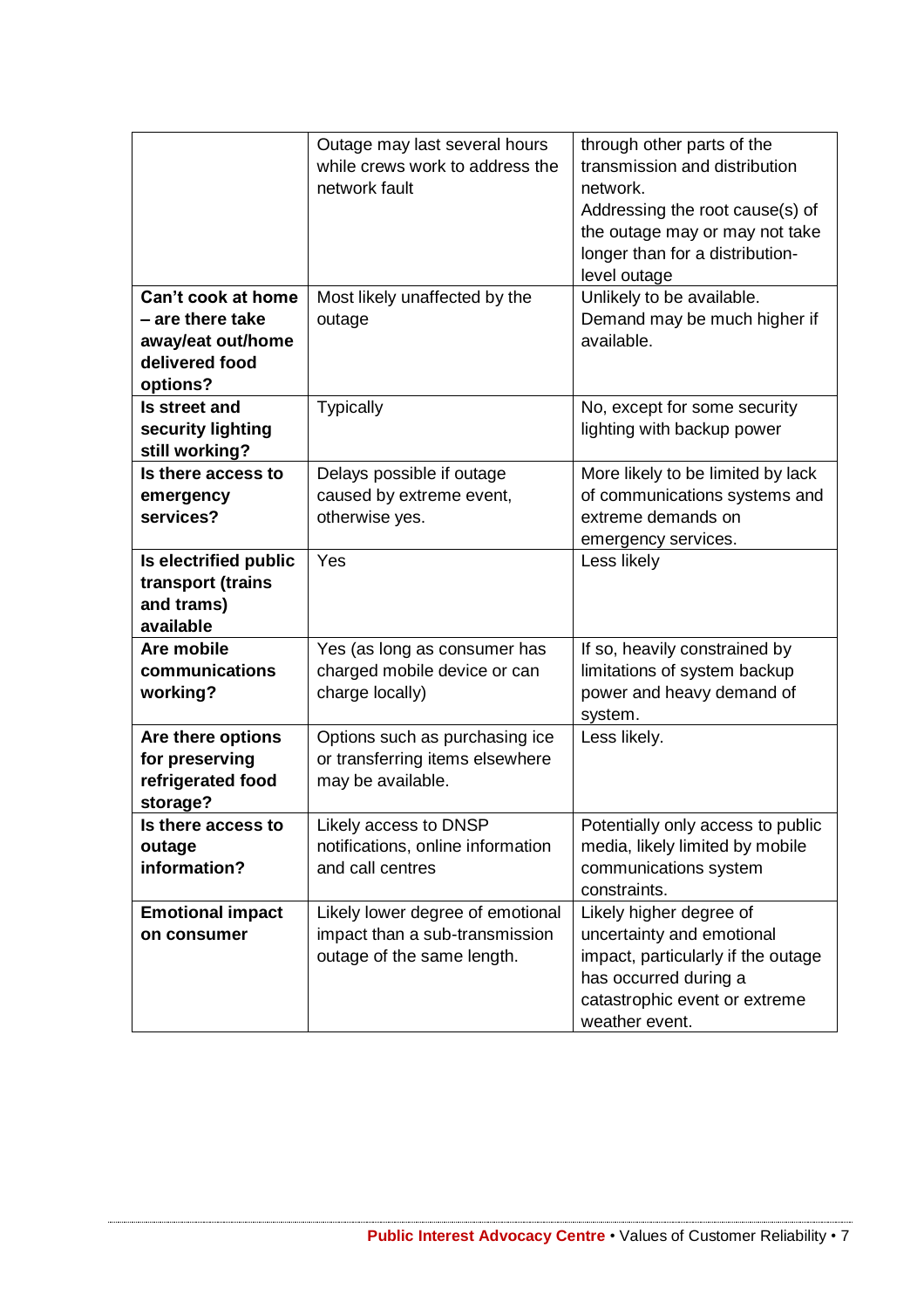| | | |
|---|---|---|
| | Outage may last several hours while crews work to address the network fault | through other parts of the transmission and distribution network. Addressing the root cause(s) of the outage may or may not take longer than for a distribution-level outage |
| **Can't cook at home – are there take away/eat out/home delivered food options?** | Most likely unaffected by the outage | Unlikely to be available. Demand may be much higher if available. |
| **Is street and security lighting still working?** | Typically | No, except for some security lighting with backup power |
| **Is there access to emergency services?** | Delays possible if outage caused by extreme event, otherwise yes. | More likely to be limited by lack of communications systems and extreme demands on emergency services. |
| **Is electrified public transport (trains and trams) available** | Yes | Less likely |
| **Are mobile communications working?** | Yes (as long as consumer has charged mobile device or can charge locally) | If so, heavily constrained by limitations of system backup power and heavy demand of system. |
| **Are there options for preserving refrigerated food storage?** | Options such as purchasing ice or transferring items elsewhere may be available. | Less likely. |
| **Is there access to outage information?** | Likely access to DNSP notifications, online information and call centres | Potentially only access to public media, likely limited by mobile communications system constraints. |
| **Emotional impact on consumer** | Likely lower degree of emotional impact than a sub-transmission outage of the same length. | Likely higher degree of uncertainty and emotional impact, particularly if the outage has occurred during a catastrophic event or extreme weather event. |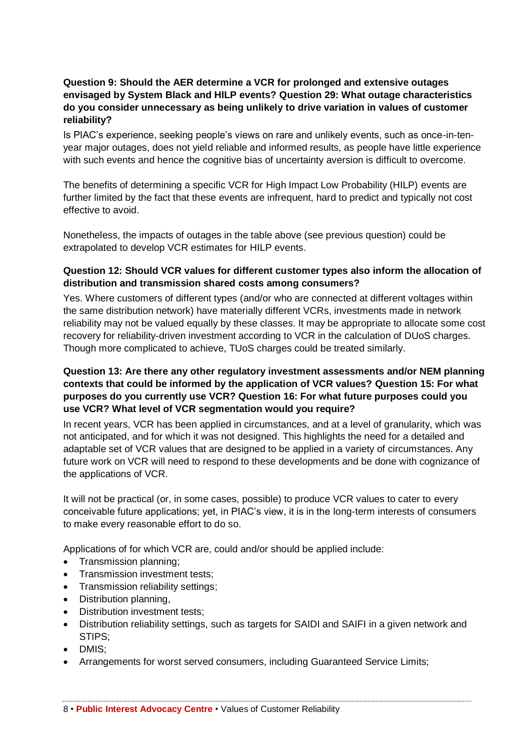**Question 9: Should the AER determine a VCR for prolonged and extensive outages envisaged by System Black and HILP events? Question 29: What outage characteristics do you consider unnecessary as being unlikely to drive variation in values of customer reliability?**

Is PIAC's experience, seeking people's views on rare and unlikely events, such as once-in-ten-year major outages, does not yield reliable and informed results, as people have little experience with such events and hence the cognitive bias of uncertainty aversion is difficult to overcome.

The benefits of determining a specific VCR for High Impact Low Probability (HILP) events are further limited by the fact that these events are infrequent, hard to predict and typically not cost effective to avoid.

Nonetheless, the impacts of outages in the table above (see previous question) could be extrapolated to develop VCR estimates for HILP events.

**Question 12: Should VCR values for different customer types also inform the allocation of distribution and transmission shared costs among consumers?**

Yes. Where customers of different types (and/or who are connected at different voltages within the same distribution network) have materially different VCRs, investments made in network reliability may not be valued equally by these classes. It may be appropriate to allocate some cost recovery for reliability-driven investment according to VCR in the calculation of DUoS charges. Though more complicated to achieve, TUoS charges could be treated similarly.

**Question 13: Are there any other regulatory investment assessments and/or NEM planning contexts that could be informed by the application of VCR values? Question 15: For what purposes do you currently use VCR? Question 16: For what future purposes could you use VCR? What level of VCR segmentation would you require?**

In recent years, VCR has been applied in circumstances, and at a level of granularity, which was not anticipated, and for which it was not designed. This highlights the need for a detailed and adaptable set of VCR values that are designed to be applied in a variety of circumstances. Any future work on VCR will need to respond to these developments and be done with cognizance of the applications of VCR.

It will not be practical (or, in some cases, possible) to produce VCR values to cater to every conceivable future applications; yet, in PIAC's view, it is in the long-term interests of consumers to make every reasonable effort to do so.

Applications of for which VCR are, could and/or should be applied include:

- Transmission planning;
- Transmission investment tests;
- Transmission reliability settings;
- Distribution planning,
- Distribution investment tests;
- Distribution reliability settings, such as targets for SAIDI and SAIFI in a given network and STIPS;
- DMIS;
- Arrangements for worst served consumers, including Guaranteed Service Limits;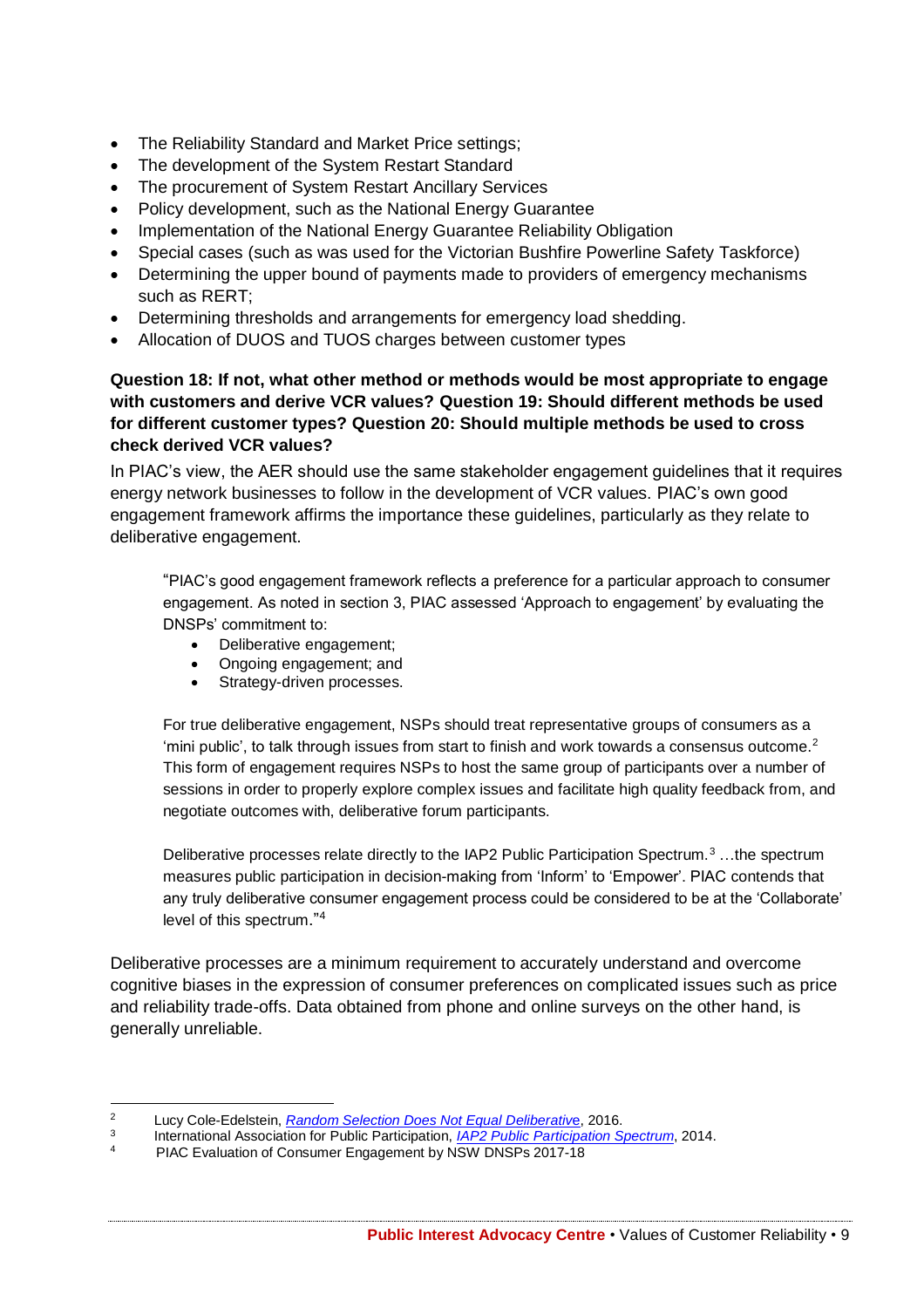- The Reliability Standard and Market Price settings;
- The development of the System Restart Standard
- The procurement of System Restart Ancillary Services
- Policy development, such as the National Energy Guarantee
- Implementation of the National Energy Guarantee Reliability Obligation
- Special cases (such as was used for the Victorian Bushfire Powerline Safety Taskforce)
- Determining the upper bound of payments made to providers of emergency mechanisms such as RERT;
- Determining thresholds and arrangements for emergency load shedding.
- Allocation of DUOS and TUOS charges between customer types

**Question 18: If not, what other method or methods would be most appropriate to engage with customers and derive VCR values? Question 19: Should different methods be used for different customer types? Question 20: Should multiple methods be used to cross check derived VCR values?**

In PIAC's view, the AER should use the same stakeholder engagement guidelines that it requires energy network businesses to follow in the development of VCR values. PIAC's own good engagement framework affirms the importance these guidelines, particularly as they relate to deliberative engagement.

> "PIAC's good engagement framework reflects a preference for a particular approach to consumer engagement. As noted in section 3, PIAC assessed 'Approach to engagement' by evaluating the DNSPs' commitment to:
>
> - Deliberative engagement;
> - Ongoing engagement; and
> - Strategy-driven processes.
>
> For true deliberative engagement, NSPs should treat representative groups of consumers as a 'mini public', to talk through issues from start to finish and work towards a consensus outcome.[2] This form of engagement requires NSPs to host the same group of participants over a number of sessions in order to properly explore complex issues and facilitate high quality feedback from, and negotiate outcomes with, deliberative forum participants.
>
> Deliberative processes relate directly to the IAP2 Public Participation Spectrum.[3] …the spectrum measures public participation in decision-making from 'Inform' to 'Empower'. PIAC contends that any truly deliberative consumer engagement process could be considered to be at the 'Collaborate' level of this spectrum."[4]

Deliberative processes are a minimum requirement to accurately understand and overcome cognitive biases in the expression of consumer preferences on complicated issues such as price and reliability trade-offs. Data obtained from phone and online surveys on the other hand, is generally unreliable.

---

[2] Lucy Cole-Edelstein, *Random Selection Does Not Equal Deliberative*, 2016.

[3] International Association for Public Participation, *IAP2 Public Participation Spectrum*, 2014.

[4] PIAC Evaluation of Consumer Engagement by NSW DNSPs 2017-18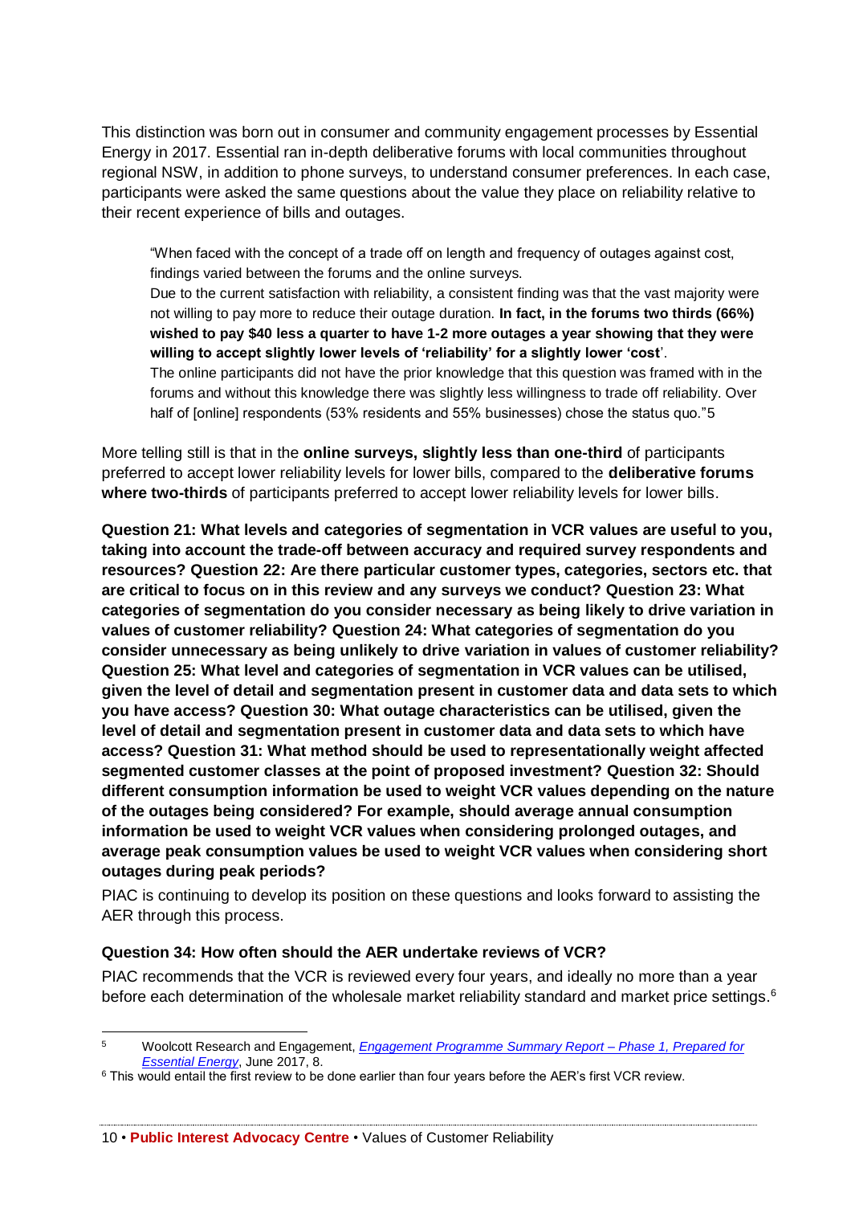This distinction was born out in consumer and community engagement processes by Essential Energy in 2017. Essential ran in-depth deliberative forums with local communities throughout regional NSW, in addition to phone surveys, to understand consumer preferences. In each case, participants were asked the same questions about the value they place on reliability relative to their recent experience of bills and outages.

> "When faced with the concept of a trade off on length and frequency of outages against cost, findings varied between the forums and the online surveys.
>
> Due to the current satisfaction with reliability, a consistent finding was that the vast majority were not willing to pay more to reduce their outage duration. **In fact, in the forums two thirds (66%) wished to pay $40 less a quarter to have 1-2 more outages a year showing that they were willing to accept slightly lower levels of 'reliability' for a slightly lower 'cost**'.
>
> The online participants did not have the prior knowledge that this question was framed with in the forums and without this knowledge there was slightly less willingness to trade off reliability. Over half of [online] respondents (53% residents and 55% businesses) chose the status quo."5

More telling still is that in the **online surveys, slightly less than one-third** of participants preferred to accept lower reliability levels for lower bills, compared to the **deliberative forums where two-thirds** of participants preferred to accept lower reliability levels for lower bills.

**Question 21: What levels and categories of segmentation in VCR values are useful to you, taking into account the trade-off between accuracy and required survey respondents and resources? Question 22: Are there particular customer types, categories, sectors etc. that are critical to focus on in this review and any surveys we conduct? Question 23: What categories of segmentation do you consider necessary as being likely to drive variation in values of customer reliability? Question 24: What categories of segmentation do you consider unnecessary as being unlikely to drive variation in values of customer reliability? Question 25: What level and categories of segmentation in VCR values can be utilised, given the level of detail and segmentation present in customer data and data sets to which you have access? Question 30: What outage characteristics can be utilised, given the level of detail and segmentation present in customer data and data sets to which have access? Question 31: What method should be used to representationally weight affected segmented customer classes at the point of proposed investment? Question 32: Should different consumption information be used to weight VCR values depending on the nature of the outages being considered? For example, should average annual consumption information be used to weight VCR values when considering prolonged outages, and average peak consumption values be used to weight VCR values when considering short outages during peak periods?**

PIAC is continuing to develop its position on these questions and looks forward to assisting the AER through this process.

**Question 34: How often should the AER undertake reviews of VCR?**

PIAC recommends that the VCR is reviewed every four years, and ideally no more than a year before each determination of the wholesale market reliability standard and market price settings.[6]

---

[5] Woolcott Research and Engagement, *Engagement Programme Summary Report – Phase 1, Prepared for Essential Energy*, June 2017, 8.

[6] This would entail the first review to be done earlier than four years before the AER's first VCR review.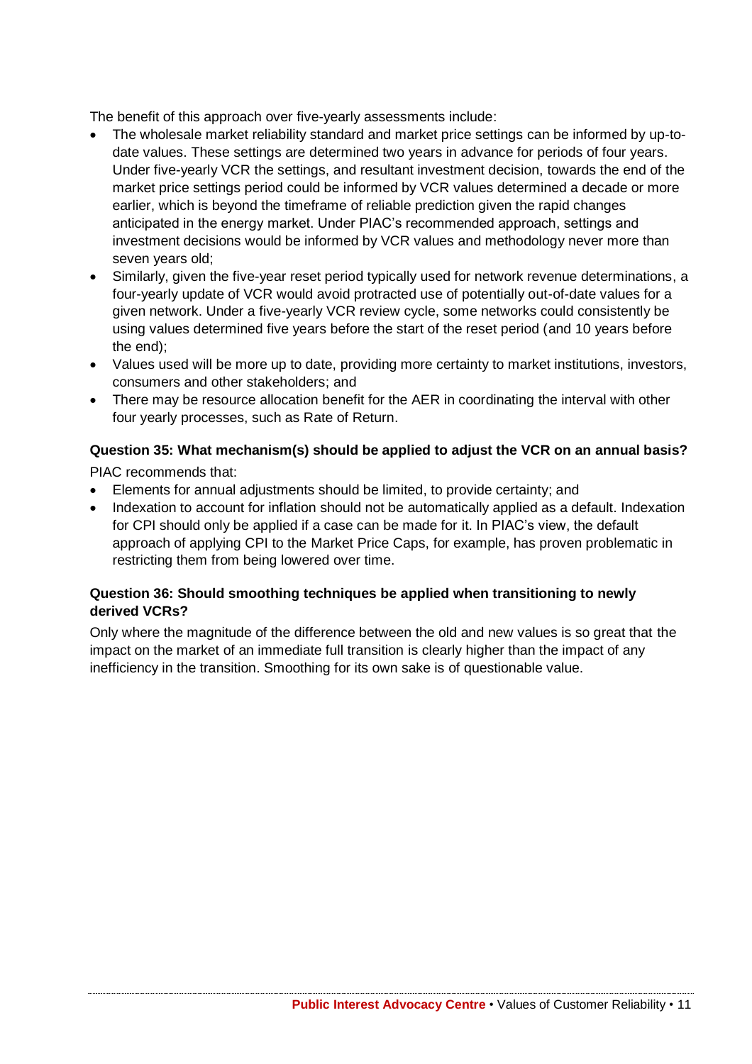The benefit of this approach over five-yearly assessments include:

- The wholesale market reliability standard and market price settings can be informed by up-to-date values. These settings are determined two years in advance for periods of four years. Under five-yearly VCR the settings, and resultant investment decision, towards the end of the market price settings period could be informed by VCR values determined a decade or more earlier, which is beyond the timeframe of reliable prediction given the rapid changes anticipated in the energy market. Under PIAC's recommended approach, settings and investment decisions would be informed by VCR values and methodology never more than seven years old;
- Similarly, given the five-year reset period typically used for network revenue determinations, a four-yearly update of VCR would avoid protracted use of potentially out-of-date values for a given network. Under a five-yearly VCR review cycle, some networks could consistently be using values determined five years before the start of the reset period (and 10 years before the end);
- Values used will be more up to date, providing more certainty to market institutions, investors, consumers and other stakeholders; and
- There may be resource allocation benefit for the AER in coordinating the interval with other four yearly processes, such as Rate of Return.

**Question 35: What mechanism(s) should be applied to adjust the VCR on an annual basis?**

PIAC recommends that:

- Elements for annual adjustments should be limited, to provide certainty; and
- Indexation to account for inflation should not be automatically applied as a default. Indexation for CPI should only be applied if a case can be made for it. In PIAC's view, the default approach of applying CPI to the Market Price Caps, for example, has proven problematic in restricting them from being lowered over time.

**Question 36: Should smoothing techniques be applied when transitioning to newly derived VCRs?**

Only where the magnitude of the difference between the old and new values is so great that the impact on the market of an immediate full transition is clearly higher than the impact of any inefficiency in the transition. Smoothing for its own sake is of questionable value.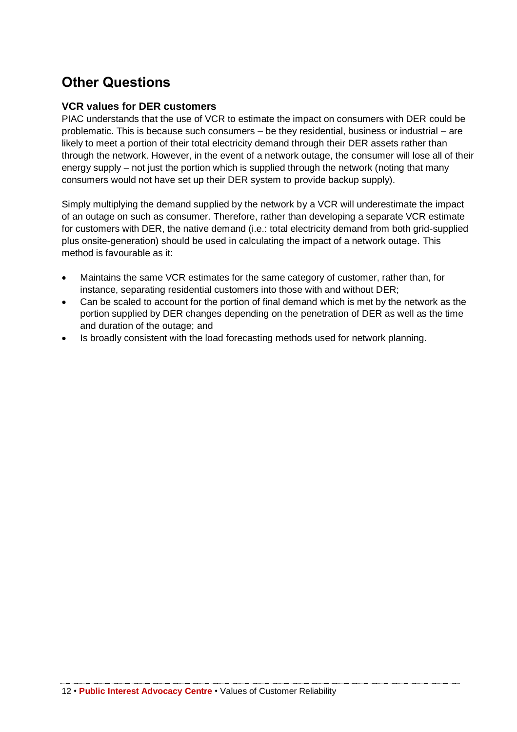## Other Questions

### VCR values for DER customers

PIAC understands that the use of VCR to estimate the impact on consumers with DER could be problematic. This is because such consumers – be they residential, business or industrial – are likely to meet a portion of their total electricity demand through their DER assets rather than through the network. However, in the event of a network outage, the consumer will lose all of their energy supply – not just the portion which is supplied through the network (noting that many consumers would not have set up their DER system to provide backup supply).

Simply multiplying the demand supplied by the network by a VCR will underestimate the impact of an outage on such as consumer. Therefore, rather than developing a separate VCR estimate for customers with DER, the native demand (i.e.: total electricity demand from both grid-supplied plus onsite-generation) should be used in calculating the impact of a network outage. This method is favourable as it:

- Maintains the same VCR estimates for the same category of customer, rather than, for instance, separating residential customers into those with and without DER;
- Can be scaled to account for the portion of final demand which is met by the network as the portion supplied by DER changes depending on the penetration of DER as well as the time and duration of the outage; and
- Is broadly consistent with the load forecasting methods used for network planning.